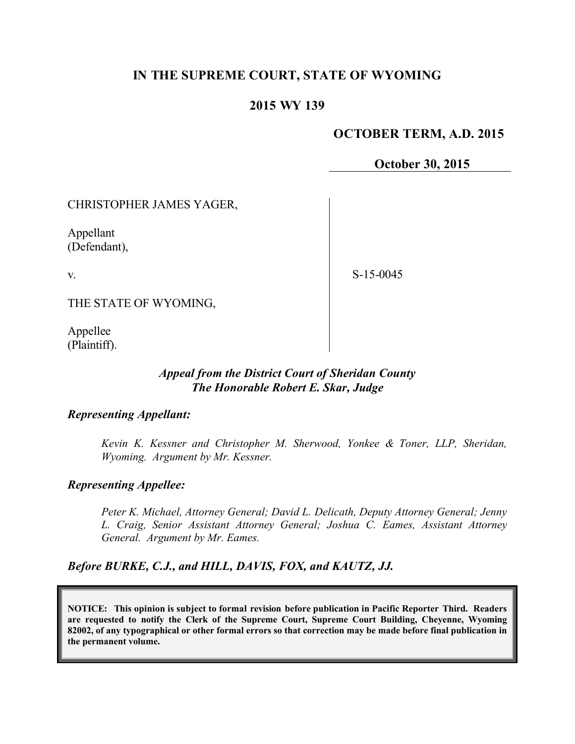# IN THE SUPREME COURT, STATE OF WYOMING

## 2015 WY 139

**OCTOBER TERM, A.D. 2015**

**October 30, 2015**

| | |
|---|---|
| CHRISTOPHER JAMES YAGER,<br><br>Appellant<br>(Defendant),<br><br>v.<br><br>THE STATE OF WYOMING,<br><br>Appellee<br>(Plaintiff). | S-15-0045 |

***Appeal from the District Court of Sheridan County***
***The Honorable Robert E. Skar, Judge***

***Representing Appellant:***

*Kevin K. Kessner and Christopher M. Sherwood, Yonkee & Toner, LLP, Sheridan, Wyoming. Argument by Mr. Kessner.*

***Representing Appellee:***

*Peter K. Michael, Attorney General; David L. Delicath, Deputy Attorney General; Jenny L. Craig, Senior Assistant Attorney General; Joshua C. Eames, Assistant Attorney General. Argument by Mr. Eames.*

***Before BURKE, C.J., and HILL, DAVIS, FOX, and KAUTZ, JJ.***

**NOTICE: This opinion is subject to formal revision before publication in Pacific Reporter Third. Readers are requested to notify the Clerk of the Supreme Court, Supreme Court Building, Cheyenne, Wyoming 82002, of any typographical or other formal errors so that correction may be made before final publication in the permanent volume.**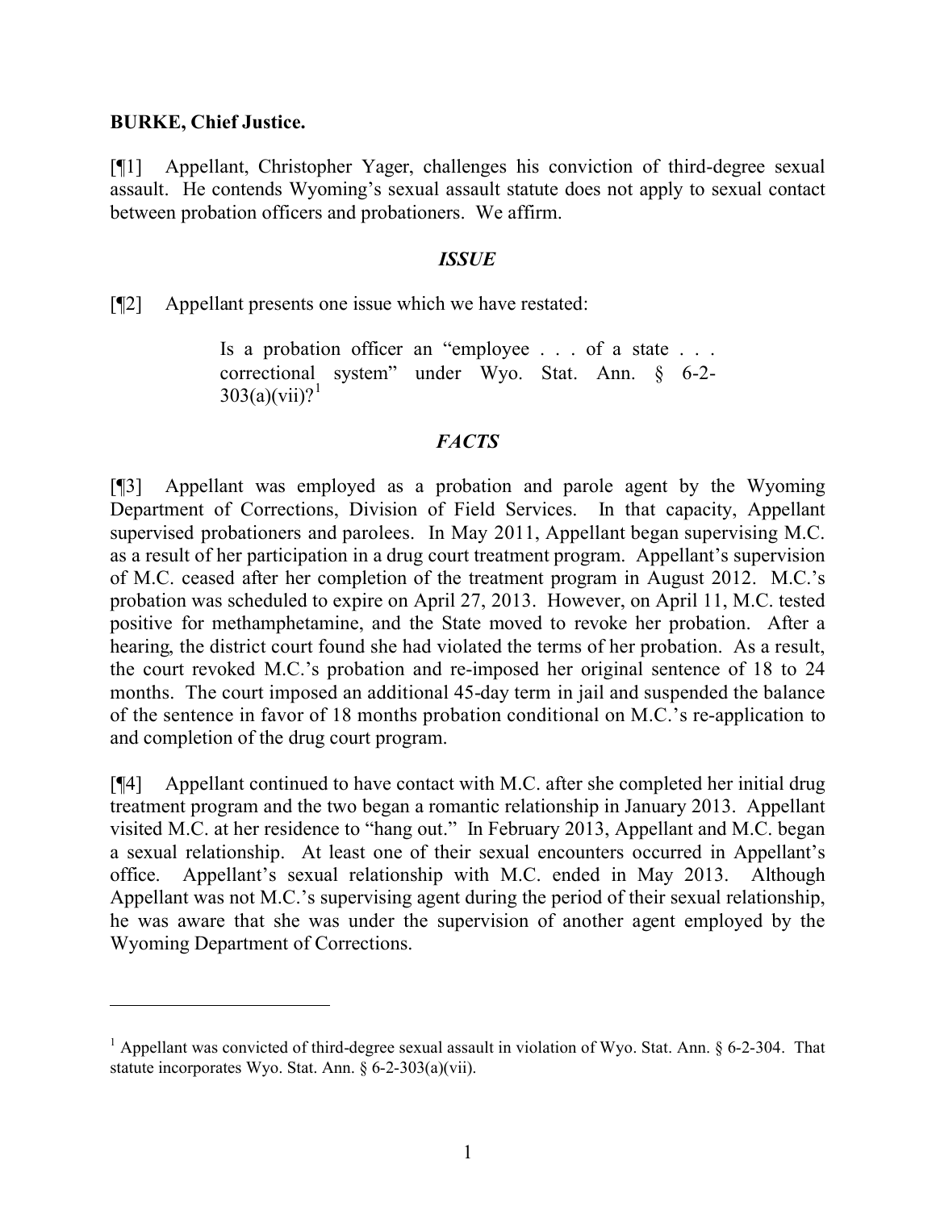**BURKE, Chief Justice.**

[¶1] Appellant, Christopher Yager, challenges his conviction of third-degree sexual assault. He contends Wyoming's sexual assault statute does not apply to sexual contact between probation officers and probationers. We affirm.

### *ISSUE*

[¶2] Appellant presents one issue which we have restated:

> Is a probation officer an "employee . . . of a state . . . correctional system" under Wyo. Stat. Ann. § 6-2-303(a)(vii)?[1]

### *FACTS*

[¶3] Appellant was employed as a probation and parole agent by the Wyoming Department of Corrections, Division of Field Services. In that capacity, Appellant supervised probationers and parolees. In May 2011, Appellant began supervising M.C. as a result of her participation in a drug court treatment program. Appellant's supervision of M.C. ceased after her completion of the treatment program in August 2012. M.C.'s probation was scheduled to expire on April 27, 2013. However, on April 11, M.C. tested positive for methamphetamine, and the State moved to revoke her probation. After a hearing, the district court found she had violated the terms of her probation. As a result, the court revoked M.C.'s probation and re-imposed her original sentence of 18 to 24 months. The court imposed an additional 45-day term in jail and suspended the balance of the sentence in favor of 18 months probation conditional on M.C.'s re-application to and completion of the drug court program.

[¶4] Appellant continued to have contact with M.C. after she completed her initial drug treatment program and the two began a romantic relationship in January 2013. Appellant visited M.C. at her residence to "hang out." In February 2013, Appellant and M.C. began a sexual relationship. At least one of their sexual encounters occurred in Appellant's office. Appellant's sexual relationship with M.C. ended in May 2013. Although Appellant was not M.C.'s supervising agent during the period of their sexual relationship, he was aware that she was under the supervision of another agent employed by the Wyoming Department of Corrections.

---

[1] Appellant was convicted of third-degree sexual assault in violation of Wyo. Stat. Ann. § 6-2-304. That statute incorporates Wyo. Stat. Ann. § 6-2-303(a)(vii).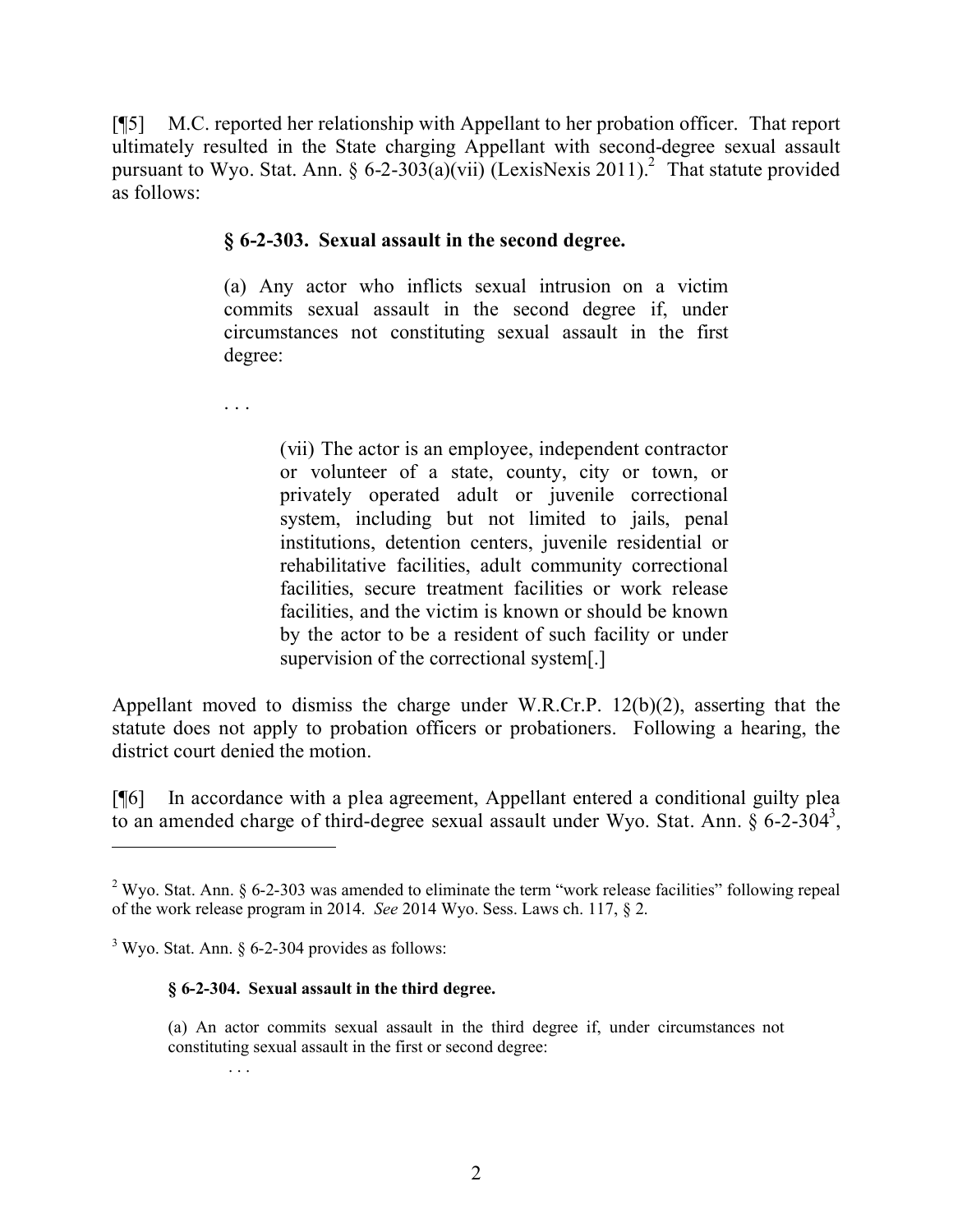[¶5] M.C. reported her relationship with Appellant to her probation officer. That report ultimately resulted in the State charging Appellant with second-degree sexual assault pursuant to Wyo. Stat. Ann. § 6-2-303(a)(vii) (LexisNexis 2011).[2] That statute provided as follows:

> **§ 6-2-303. Sexual assault in the second degree.**
>
> (a) Any actor who inflicts sexual intrusion on a victim commits sexual assault in the second degree if, under circumstances not constituting sexual assault in the first degree:
>
> . . .
>
>> (vii) The actor is an employee, independent contractor or volunteer of a state, county, city or town, or privately operated adult or juvenile correctional system, including but not limited to jails, penal institutions, detention centers, juvenile residential or rehabilitative facilities, adult community correctional facilities, secure treatment facilities or work release facilities, and the victim is known or should be known by the actor to be a resident of such facility or under supervision of the correctional system[.]

Appellant moved to dismiss the charge under W.R.Cr.P. 12(b)(2), asserting that the statute does not apply to probation officers or probationers. Following a hearing, the district court denied the motion.

[¶6] In accordance with a plea agreement, Appellant entered a conditional guilty plea to an amended charge of third-degree sexual assault under Wyo. Stat. Ann. § 6-2-304[3],

---

[2] Wyo. Stat. Ann. § 6-2-303 was amended to eliminate the term "work release facilities" following repeal of the work release program in 2014. *See* 2014 Wyo. Sess. Laws ch. 117, § 2.

[3] Wyo. Stat. Ann. § 6-2-304 provides as follows:

> **§ 6-2-304. Sexual assault in the third degree.**
>
> (a) An actor commits sexual assault in the third degree if, under circumstances not constituting sexual assault in the first or second degree:
>
> . . .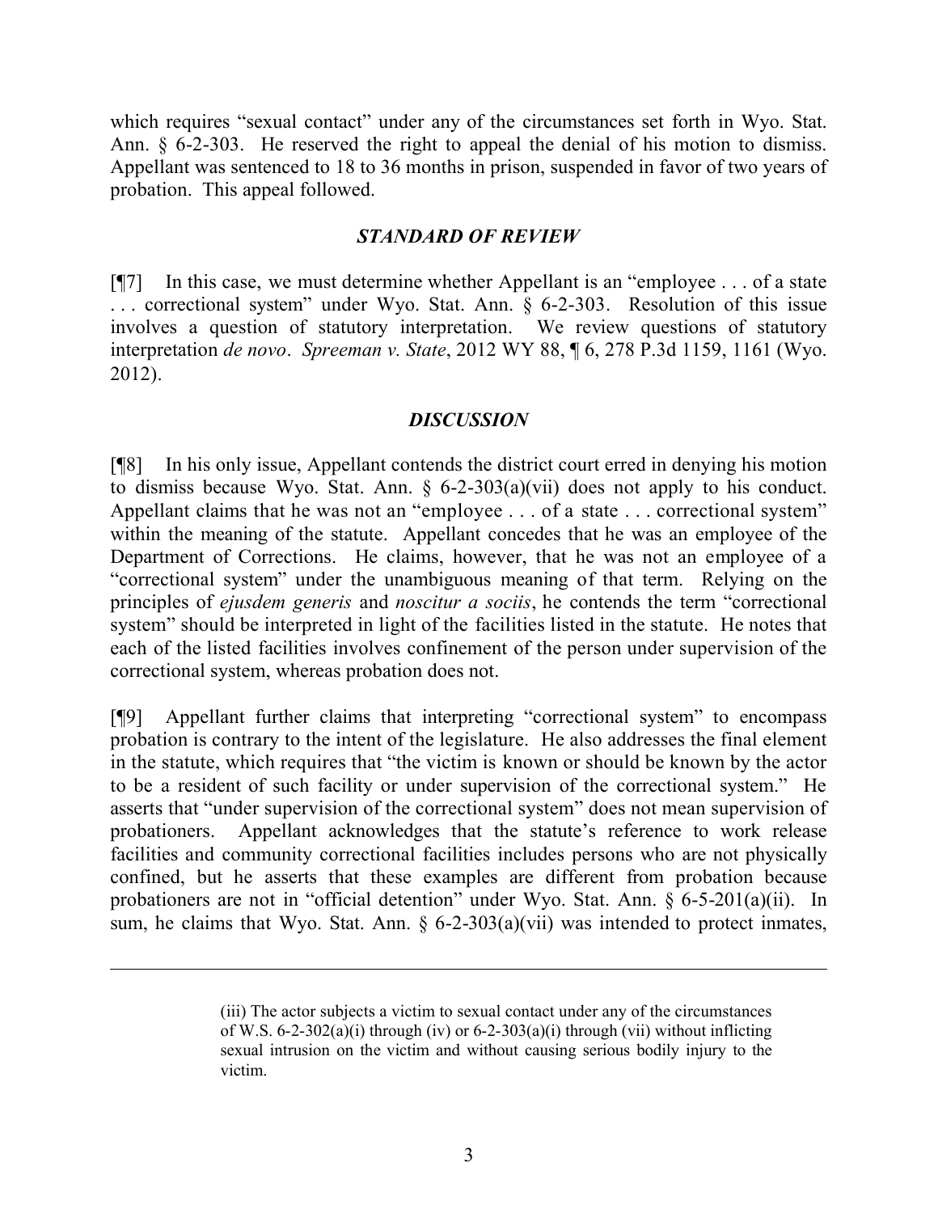which requires "sexual contact" under any of the circumstances set forth in Wyo. Stat. Ann. § 6-2-303. He reserved the right to appeal the denial of his motion to dismiss. Appellant was sentenced to 18 to 36 months in prison, suspended in favor of two years of probation. This appeal followed.

### *STANDARD OF REVIEW*

[¶7] In this case, we must determine whether Appellant is an "employee . . . of a state . . . correctional system" under Wyo. Stat. Ann. § 6-2-303. Resolution of this issue involves a question of statutory interpretation. We review questions of statutory interpretation *de novo*. *Spreeman v. State*, 2012 WY 88, ¶ 6, 278 P.3d 1159, 1161 (Wyo. 2012).

### *DISCUSSION*

[¶8] In his only issue, Appellant contends the district court erred in denying his motion to dismiss because Wyo. Stat. Ann. § 6-2-303(a)(vii) does not apply to his conduct. Appellant claims that he was not an "employee . . . of a state . . . correctional system" within the meaning of the statute. Appellant concedes that he was an employee of the Department of Corrections. He claims, however, that he was not an employee of a "correctional system" under the unambiguous meaning of that term. Relying on the principles of *ejusdem generis* and *noscitur a sociis*, he contends the term "correctional system" should be interpreted in light of the facilities listed in the statute. He notes that each of the listed facilities involves confinement of the person under supervision of the correctional system, whereas probation does not.

[¶9] Appellant further claims that interpreting "correctional system" to encompass probation is contrary to the intent of the legislature. He also addresses the final element in the statute, which requires that "the victim is known or should be known by the actor to be a resident of such facility or under supervision of the correctional system." He asserts that "under supervision of the correctional system" does not mean supervision of probationers. Appellant acknowledges that the statute's reference to work release facilities and community correctional facilities includes persons who are not physically confined, but he asserts that these examples are different from probation because probationers are not in "official detention" under Wyo. Stat. Ann. § 6-5-201(a)(ii). In sum, he claims that Wyo. Stat. Ann. § 6-2-303(a)(vii) was intended to protect inmates,

---

(iii) The actor subjects a victim to sexual contact under any of the circumstances of W.S. 6-2-302(a)(i) through (iv) or 6-2-303(a)(i) through (vii) without inflicting sexual intrusion on the victim and without causing serious bodily injury to the victim.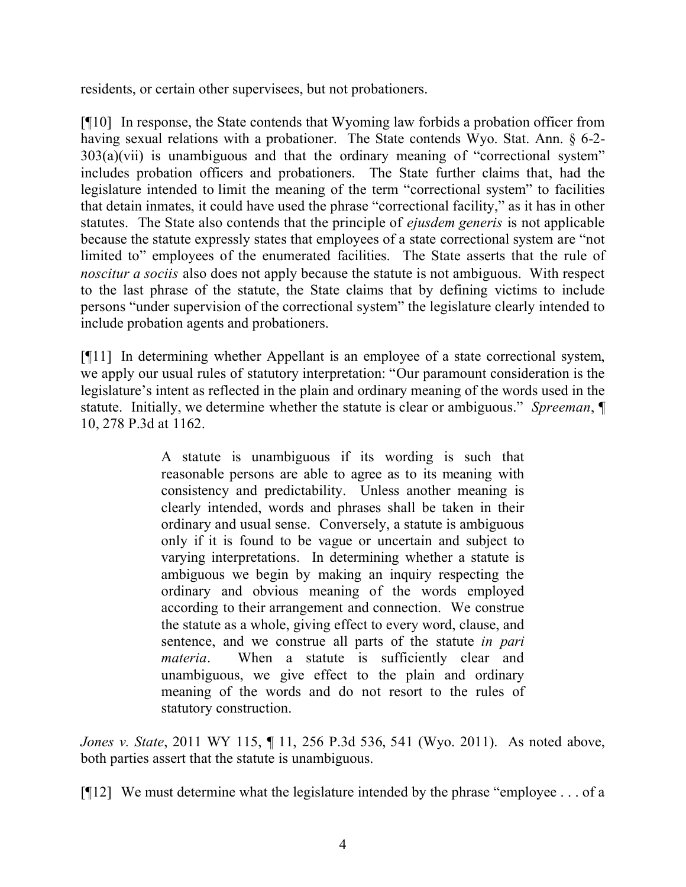residents, or certain other supervisees, but not probationers.

[¶10] In response, the State contends that Wyoming law forbids a probation officer from having sexual relations with a probationer. The State contends Wyo. Stat. Ann. § 6-2-303(a)(vii) is unambiguous and that the ordinary meaning of "correctional system" includes probation officers and probationers. The State further claims that, had the legislature intended to limit the meaning of the term "correctional system" to facilities that detain inmates, it could have used the phrase "correctional facility," as it has in other statutes. The State also contends that the principle of *ejusdem generis* is not applicable because the statute expressly states that employees of a state correctional system are "not limited to" employees of the enumerated facilities. The State asserts that the rule of *noscitur a sociis* also does not apply because the statute is not ambiguous. With respect to the last phrase of the statute, the State claims that by defining victims to include persons "under supervision of the correctional system" the legislature clearly intended to include probation agents and probationers.

[¶11] In determining whether Appellant is an employee of a state correctional system, we apply our usual rules of statutory interpretation: "Our paramount consideration is the legislature's intent as reflected in the plain and ordinary meaning of the words used in the statute. Initially, we determine whether the statute is clear or ambiguous." *Spreeman*, ¶ 10, 278 P.3d at 1162.

> A statute is unambiguous if its wording is such that reasonable persons are able to agree as to its meaning with consistency and predictability. Unless another meaning is clearly intended, words and phrases shall be taken in their ordinary and usual sense. Conversely, a statute is ambiguous only if it is found to be vague or uncertain and subject to varying interpretations. In determining whether a statute is ambiguous we begin by making an inquiry respecting the ordinary and obvious meaning of the words employed according to their arrangement and connection. We construe the statute as a whole, giving effect to every word, clause, and sentence, and we construe all parts of the statute *in pari materia*. When a statute is sufficiently clear and unambiguous, we give effect to the plain and ordinary meaning of the words and do not resort to the rules of statutory construction.

*Jones v. State*, 2011 WY 115, ¶ 11, 256 P.3d 536, 541 (Wyo. 2011). As noted above, both parties assert that the statute is unambiguous.

[¶12] We must determine what the legislature intended by the phrase "employee . . . of a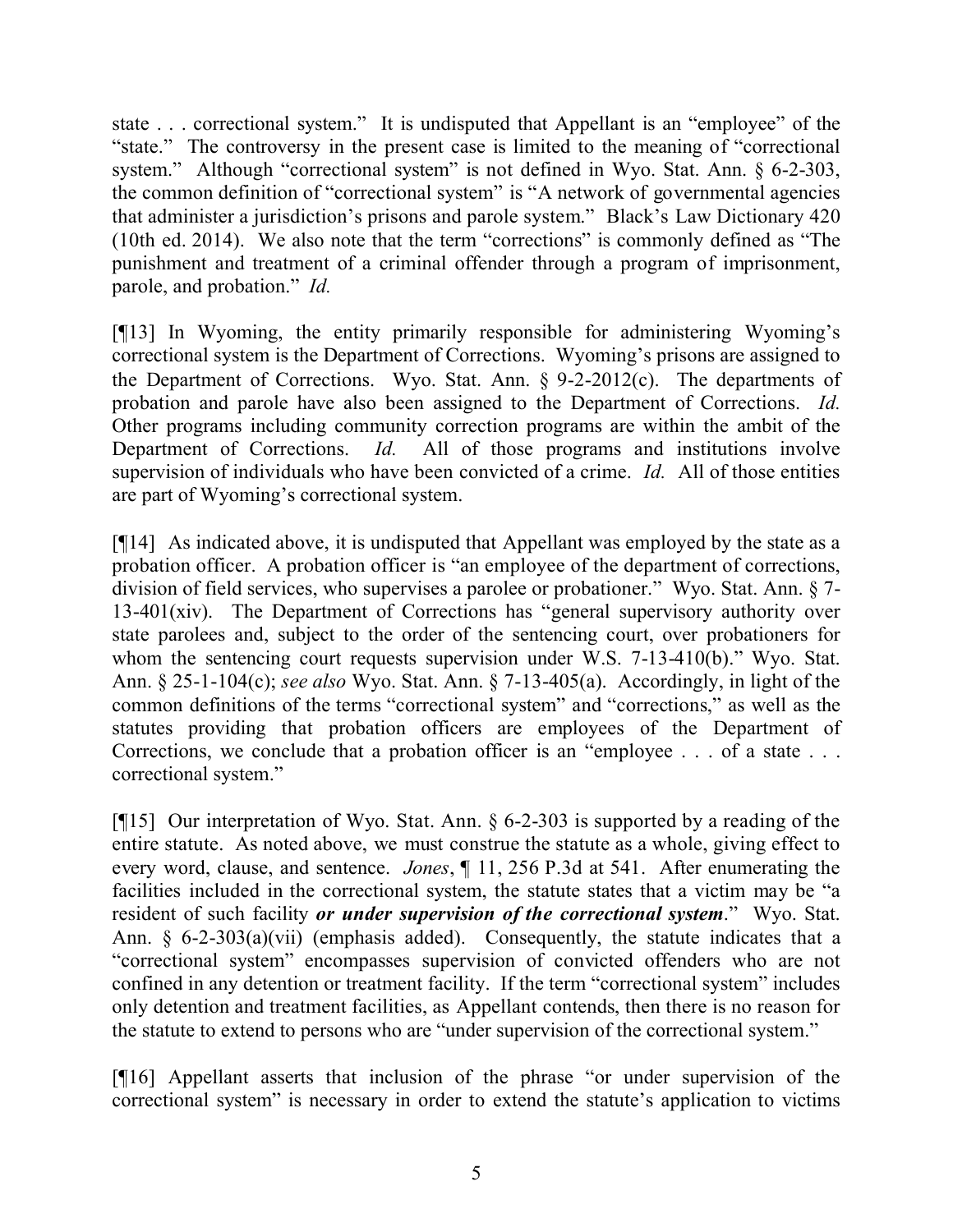state . . . correctional system." It is undisputed that Appellant is an "employee" of the "state." The controversy in the present case is limited to the meaning of "correctional system." Although "correctional system" is not defined in Wyo. Stat. Ann. § 6-2-303, the common definition of "correctional system" is "A network of governmental agencies that administer a jurisdiction's prisons and parole system." Black's Law Dictionary 420 (10th ed. 2014). We also note that the term "corrections" is commonly defined as "The punishment and treatment of a criminal offender through a program of imprisonment, parole, and probation." *Id.*

[¶13] In Wyoming, the entity primarily responsible for administering Wyoming's correctional system is the Department of Corrections. Wyoming's prisons are assigned to the Department of Corrections. Wyo. Stat. Ann. § 9-2-2012(c). The departments of probation and parole have also been assigned to the Department of Corrections. *Id.* Other programs including community correction programs are within the ambit of the Department of Corrections. *Id.* All of those programs and institutions involve supervision of individuals who have been convicted of a crime. *Id.* All of those entities are part of Wyoming's correctional system.

[¶14] As indicated above, it is undisputed that Appellant was employed by the state as a probation officer. A probation officer is "an employee of the department of corrections, division of field services, who supervises a parolee or probationer." Wyo. Stat. Ann. § 7-13-401(xiv). The Department of Corrections has "general supervisory authority over state parolees and, subject to the order of the sentencing court, over probationers for whom the sentencing court requests supervision under W.S. 7-13-410(b)." Wyo. Stat. Ann. § 25-1-104(c); *see also* Wyo. Stat. Ann. § 7-13-405(a). Accordingly, in light of the common definitions of the terms "correctional system" and "corrections," as well as the statutes providing that probation officers are employees of the Department of Corrections, we conclude that a probation officer is an "employee . . . of a state . . . correctional system."

[¶15] Our interpretation of Wyo. Stat. Ann. § 6-2-303 is supported by a reading of the entire statute. As noted above, we must construe the statute as a whole, giving effect to every word, clause, and sentence. *Jones*, ¶ 11, 256 P.3d at 541. After enumerating the facilities included in the correctional system, the statute states that a victim may be "a resident of such facility ***or under supervision of the correctional system***." Wyo. Stat. Ann. § 6-2-303(a)(vii) (emphasis added). Consequently, the statute indicates that a "correctional system" encompasses supervision of convicted offenders who are not confined in any detention or treatment facility. If the term "correctional system" includes only detention and treatment facilities, as Appellant contends, then there is no reason for the statute to extend to persons who are "under supervision of the correctional system."

[¶16] Appellant asserts that inclusion of the phrase "or under supervision of the correctional system" is necessary in order to extend the statute's application to victims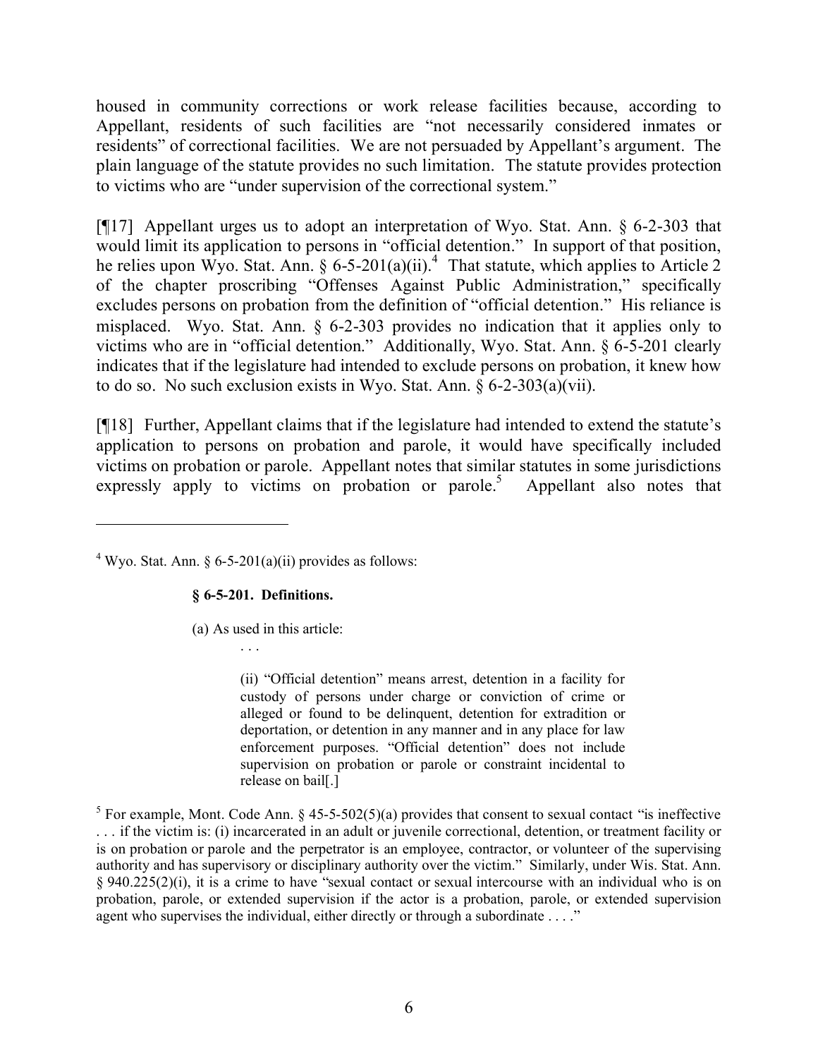housed in community corrections or work release facilities because, according to Appellant, residents of such facilities are "not necessarily considered inmates or residents" of correctional facilities. We are not persuaded by Appellant's argument. The plain language of the statute provides no such limitation. The statute provides protection to victims who are "under supervision of the correctional system."

[¶17] Appellant urges us to adopt an interpretation of Wyo. Stat. Ann. § 6-2-303 that would limit its application to persons in "official detention." In support of that position, he relies upon Wyo. Stat. Ann. § 6-5-201(a)(ii).[4] That statute, which applies to Article 2 of the chapter proscribing "Offenses Against Public Administration," specifically excludes persons on probation from the definition of "official detention." His reliance is misplaced. Wyo. Stat. Ann. § 6-2-303 provides no indication that it applies only to victims who are in "official detention." Additionally, Wyo. Stat. Ann. § 6-5-201 clearly indicates that if the legislature had intended to exclude persons on probation, it knew how to do so. No such exclusion exists in Wyo. Stat. Ann. § 6-2-303(a)(vii).

[¶18] Further, Appellant claims that if the legislature had intended to extend the statute's application to persons on probation and parole, it would have specifically included victims on probation or parole. Appellant notes that similar statutes in some jurisdictions expressly apply to victims on probation or parole.[5] Appellant also notes that

---

[4] Wyo. Stat. Ann. § 6-5-201(a)(ii) provides as follows:

> **§ 6-5-201. Definitions.**
>
> (a) As used in this article:
>
> . . .
>
> (ii) "Official detention" means arrest, detention in a facility for custody of persons under charge or conviction of crime or alleged or found to be delinquent, detention for extradition or deportation, or detention in any manner and in any place for law enforcement purposes. "Official detention" does not include supervision on probation or parole or constraint incidental to release on bail[.]

[5] For example, Mont. Code Ann. § 45-5-502(5)(a) provides that consent to sexual contact "is ineffective . . . if the victim is: (i) incarcerated in an adult or juvenile correctional, detention, or treatment facility or is on probation or parole and the perpetrator is an employee, contractor, or volunteer of the supervising authority and has supervisory or disciplinary authority over the victim." Similarly, under Wis. Stat. Ann. § 940.225(2)(i), it is a crime to have "sexual contact or sexual intercourse with an individual who is on probation, parole, or extended supervision if the actor is a probation, parole, or extended supervision agent who supervises the individual, either directly or through a subordinate . . . ."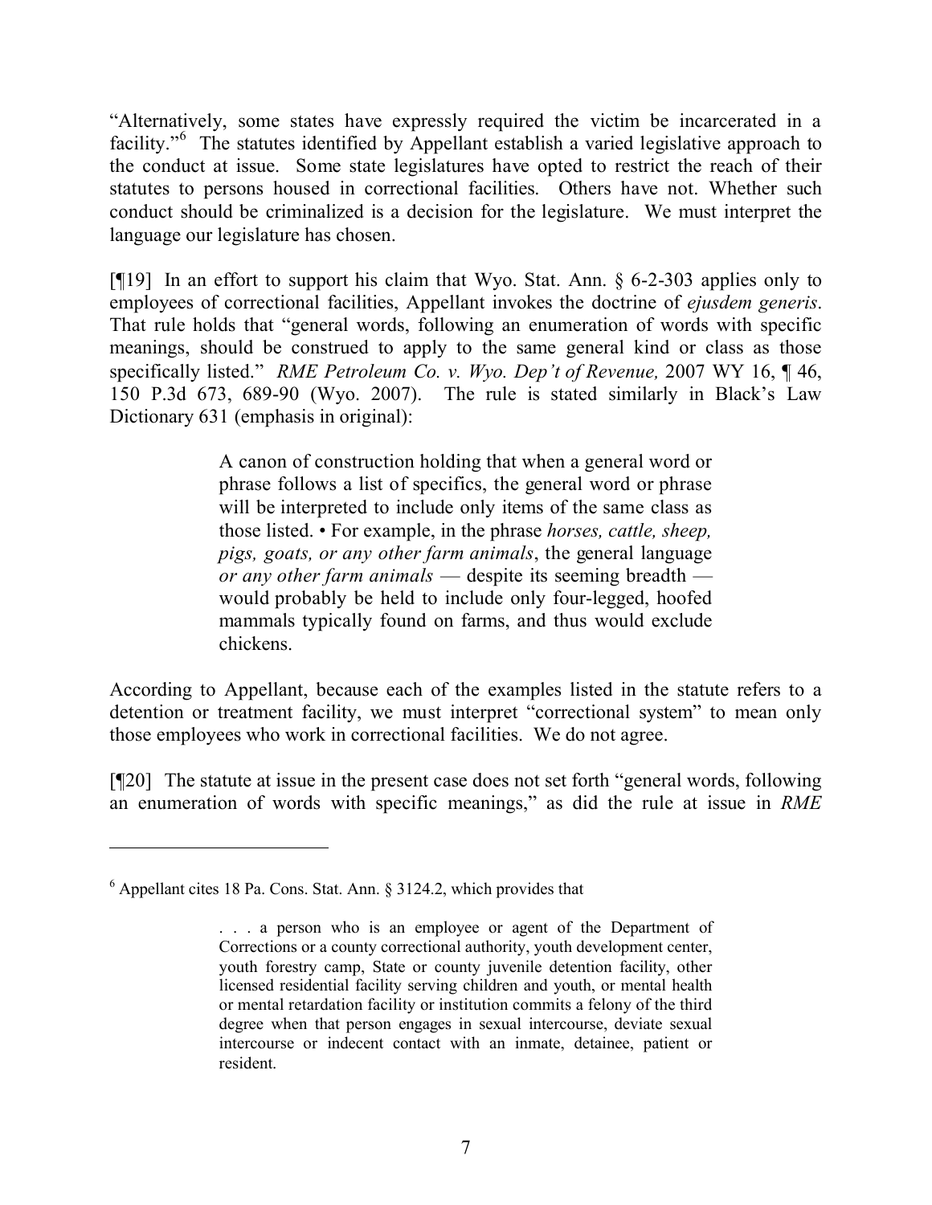"Alternatively, some states have expressly required the victim be incarcerated in a facility."[6] The statutes identified by Appellant establish a varied legislative approach to the conduct at issue. Some state legislatures have opted to restrict the reach of their statutes to persons housed in correctional facilities. Others have not. Whether such conduct should be criminalized is a decision for the legislature. We must interpret the language our legislature has chosen.

[¶19] In an effort to support his claim that Wyo. Stat. Ann. § 6-2-303 applies only to employees of correctional facilities, Appellant invokes the doctrine of *ejusdem generis*. That rule holds that "general words, following an enumeration of words with specific meanings, should be construed to apply to the same general kind or class as those specifically listed." *RME Petroleum Co. v. Wyo. Dep't of Revenue,* 2007 WY 16, ¶ 46, 150 P.3d 673, 689-90 (Wyo. 2007). The rule is stated similarly in Black's Law Dictionary 631 (emphasis in original):

> A canon of construction holding that when a general word or phrase follows a list of specifics, the general word or phrase will be interpreted to include only items of the same class as those listed. • For example, in the phrase *horses, cattle, sheep, pigs, goats, or any other farm animals*, the general language *or any other farm animals* — despite its seeming breadth — would probably be held to include only four-legged, hoofed mammals typically found on farms, and thus would exclude chickens.

According to Appellant, because each of the examples listed in the statute refers to a detention or treatment facility, we must interpret "correctional system" to mean only those employees who work in correctional facilities. We do not agree.

[¶20] The statute at issue in the present case does not set forth "general words, following an enumeration of words with specific meanings," as did the rule at issue in *RME*

---

[6] Appellant cites 18 Pa. Cons. Stat. Ann. § 3124.2, which provides that

> . . . a person who is an employee or agent of the Department of Corrections or a county correctional authority, youth development center, youth forestry camp, State or county juvenile detention facility, other licensed residential facility serving children and youth, or mental health or mental retardation facility or institution commits a felony of the third degree when that person engages in sexual intercourse, deviate sexual intercourse or indecent contact with an inmate, detainee, patient or resident.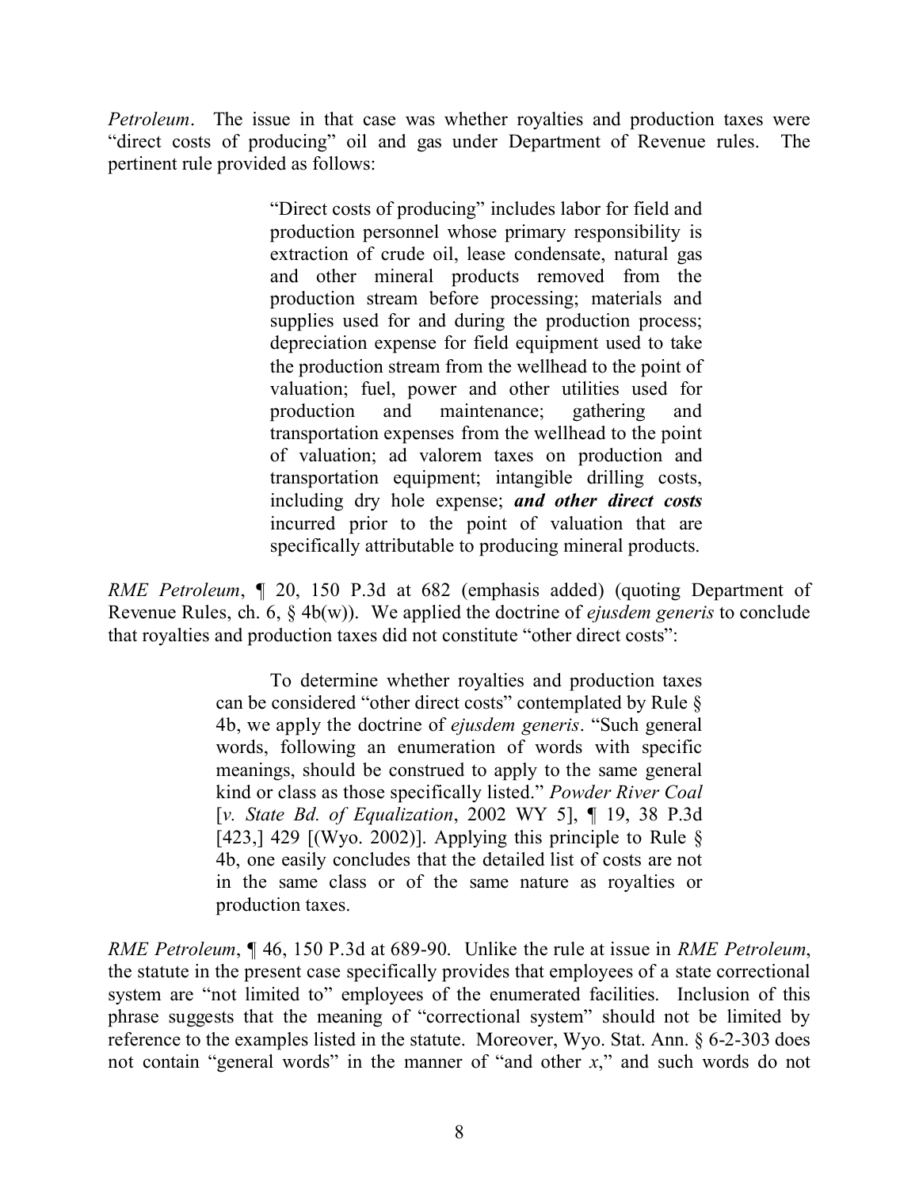*Petroleum*. The issue in that case was whether royalties and production taxes were "direct costs of producing" oil and gas under Department of Revenue rules. The pertinent rule provided as follows:

> "Direct costs of producing" includes labor for field and production personnel whose primary responsibility is extraction of crude oil, lease condensate, natural gas and other mineral products removed from the production stream before processing; materials and supplies used for and during the production process; depreciation expense for field equipment used to take the production stream from the wellhead to the point of valuation; fuel, power and other utilities used for production and maintenance; gathering and transportation expenses from the wellhead to the point of valuation; ad valorem taxes on production and transportation equipment; intangible drilling costs, including dry hole expense; ***and other direct costs*** incurred prior to the point of valuation that are specifically attributable to producing mineral products.

*RME Petroleum*, ¶ 20, 150 P.3d at 682 (emphasis added) (quoting Department of Revenue Rules, ch. 6, § 4b(w)). We applied the doctrine of *ejusdem generis* to conclude that royalties and production taxes did not constitute "other direct costs":

> To determine whether royalties and production taxes can be considered "other direct costs" contemplated by Rule § 4b, we apply the doctrine of *ejusdem generis*. "Such general words, following an enumeration of words with specific meanings, should be construed to apply to the same general kind or class as those specifically listed." *Powder River Coal* [*v. State Bd. of Equalization*, 2002 WY 5], ¶ 19, 38 P.3d [423,] 429 [(Wyo. 2002)]. Applying this principle to Rule § 4b, one easily concludes that the detailed list of costs are not in the same class or of the same nature as royalties or production taxes.

*RME Petroleum*, ¶ 46, 150 P.3d at 689-90. Unlike the rule at issue in *RME Petroleum*, the statute in the present case specifically provides that employees of a state correctional system are "not limited to" employees of the enumerated facilities. Inclusion of this phrase suggests that the meaning of "correctional system" should not be limited by reference to the examples listed in the statute. Moreover, Wyo. Stat. Ann. § 6-2-303 does not contain "general words" in the manner of "and other *x*," and such words do not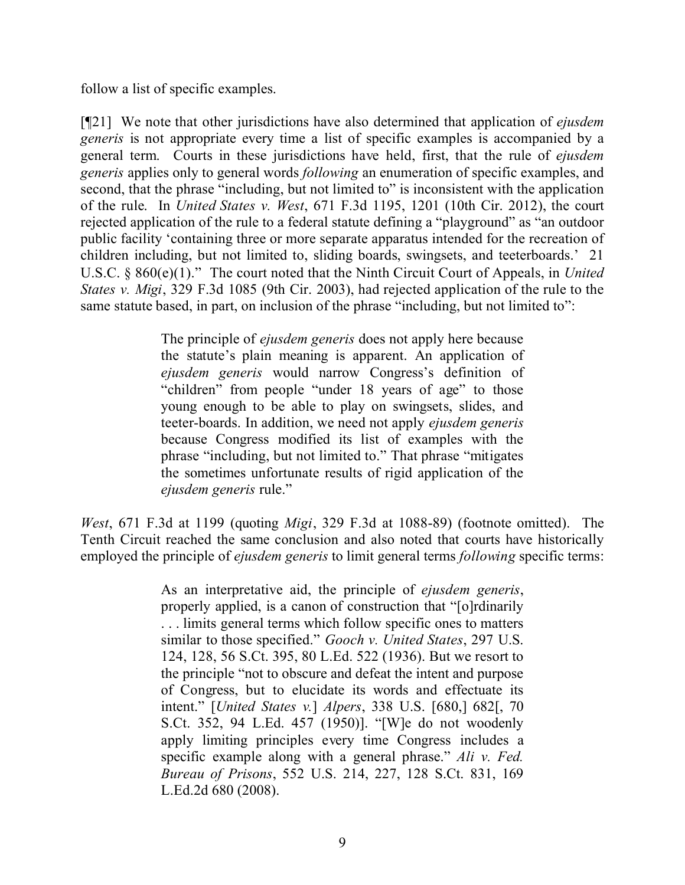follow a list of specific examples.

[¶21] We note that other jurisdictions have also determined that application of *ejusdem generis* is not appropriate every time a list of specific examples is accompanied by a general term. Courts in these jurisdictions have held, first, that the rule of *ejusdem generis* applies only to general words *following* an enumeration of specific examples, and second, that the phrase "including, but not limited to" is inconsistent with the application of the rule. In *United States v. West*, 671 F.3d 1195, 1201 (10th Cir. 2012), the court rejected application of the rule to a federal statute defining a "playground" as "an outdoor public facility 'containing three or more separate apparatus intended for the recreation of children including, but not limited to, sliding boards, swingsets, and teeterboards.' 21 U.S.C. § 860(e)(1)." The court noted that the Ninth Circuit Court of Appeals, in *United States v. Migi*, 329 F.3d 1085 (9th Cir. 2003), had rejected application of the rule to the same statute based, in part, on inclusion of the phrase "including, but not limited to":

> The principle of *ejusdem generis* does not apply here because the statute's plain meaning is apparent. An application of *ejusdem generis* would narrow Congress's definition of "children" from people "under 18 years of age" to those young enough to be able to play on swingsets, slides, and teeter-boards. In addition, we need not apply *ejusdem generis* because Congress modified its list of examples with the phrase "including, but not limited to." That phrase "mitigates the sometimes unfortunate results of rigid application of the *ejusdem generis* rule."

*West*, 671 F.3d at 1199 (quoting *Migi*, 329 F.3d at 1088-89) (footnote omitted). The Tenth Circuit reached the same conclusion and also noted that courts have historically employed the principle of *ejusdem generis* to limit general terms *following* specific terms:

> As an interpretative aid, the principle of *ejusdem generis*, properly applied, is a canon of construction that "[o]rdinarily . . . limits general terms which follow specific ones to matters similar to those specified." *Gooch v. United States*, 297 U.S. 124, 128, 56 S.Ct. 395, 80 L.Ed. 522 (1936). But we resort to the principle "not to obscure and defeat the intent and purpose of Congress, but to elucidate its words and effectuate its intent." [*United States v.*] *Alpers*, 338 U.S. [680,] 682[, 70 S.Ct. 352, 94 L.Ed. 457 (1950)]. "[W]e do not woodenly apply limiting principles every time Congress includes a specific example along with a general phrase." *Ali v. Fed. Bureau of Prisons*, 552 U.S. 214, 227, 128 S.Ct. 831, 169 L.Ed.2d 680 (2008).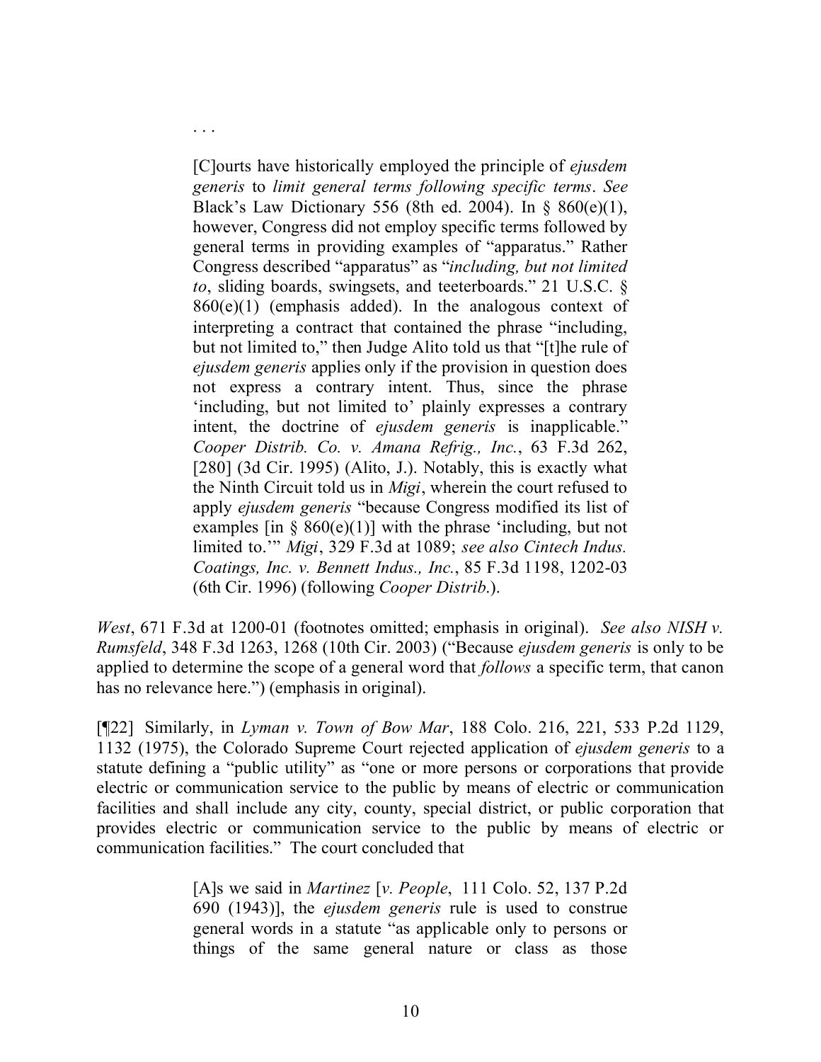. . .

> [C]ourts have historically employed the principle of *ejusdem generis* to *limit general terms following specific terms*. *See* Black's Law Dictionary 556 (8th ed. 2004). In § 860(e)(1), however, Congress did not employ specific terms followed by general terms in providing examples of "apparatus." Rather Congress described "apparatus" as "*including, but not limited to*, sliding boards, swingsets, and teeterboards." 21 U.S.C. § 860(e)(1) (emphasis added). In the analogous context of interpreting a contract that contained the phrase "including, but not limited to," then Judge Alito told us that "[t]he rule of *ejusdem generis* applies only if the provision in question does not express a contrary intent. Thus, since the phrase 'including, but not limited to' plainly expresses a contrary intent, the doctrine of *ejusdem generis* is inapplicable." *Cooper Distrib. Co. v. Amana Refrig., Inc.*, 63 F.3d 262, [280] (3d Cir. 1995) (Alito, J.). Notably, this is exactly what the Ninth Circuit told us in *Migi*, wherein the court refused to apply *ejusdem generis* "because Congress modified its list of examples [in § 860(e)(1)] with the phrase 'including, but not limited to.'" *Migi*, 329 F.3d at 1089; *see also Cintech Indus. Coatings, Inc. v. Bennett Indus., Inc.*, 85 F.3d 1198, 1202-03 (6th Cir. 1996) (following *Cooper Distrib.*).

*West*, 671 F.3d at 1200-01 (footnotes omitted; emphasis in original). *See also NISH v. Rumsfeld*, 348 F.3d 1263, 1268 (10th Cir. 2003) ("Because *ejusdem generis* is only to be applied to determine the scope of a general word that *follows* a specific term, that canon has no relevance here.") (emphasis in original).

[¶22] Similarly, in *Lyman v. Town of Bow Mar*, 188 Colo. 216, 221, 533 P.2d 1129, 1132 (1975), the Colorado Supreme Court rejected application of *ejusdem generis* to a statute defining a "public utility" as "one or more persons or corporations that provide electric or communication service to the public by means of electric or communication facilities and shall include any city, county, special district, or public corporation that provides electric or communication service to the public by means of electric or communication facilities." The court concluded that

> [A]s we said in *Martinez* [*v. People*, 111 Colo. 52, 137 P.2d 690 (1943)], the *ejusdem generis* rule is used to construe general words in a statute "as applicable only to persons or things of the same general nature or class as those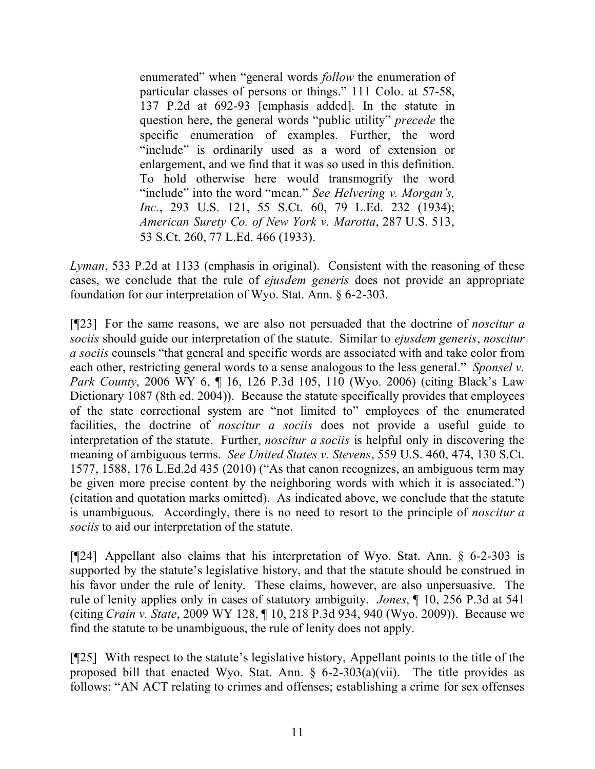> enumerated" when "general words *follow* the enumeration of particular classes of persons or things." 111 Colo. at 57-58, 137 P.2d at 692-93 [emphasis added]. In the statute in question here, the general words "public utility" *precede* the specific enumeration of examples. Further, the word "include" is ordinarily used as a word of extension or enlargement, and we find that it was so used in this definition. To hold otherwise here would transmogrify the word "include" into the word "mean." *See Helvering v. Morgan's, Inc.*, 293 U.S. 121, 55 S.Ct. 60, 79 L.Ed. 232 (1934); *American Surety Co. of New York v. Marotta*, 287 U.S. 513, 53 S.Ct. 260, 77 L.Ed. 466 (1933).

*Lyman*, 533 P.2d at 1133 (emphasis in original). Consistent with the reasoning of these cases, we conclude that the rule of *ejusdem generis* does not provide an appropriate foundation for our interpretation of Wyo. Stat. Ann. § 6-2-303.

[¶23] For the same reasons, we are also not persuaded that the doctrine of *noscitur a sociis* should guide our interpretation of the statute. Similar to *ejusdem generis*, *noscitur a sociis* counsels "that general and specific words are associated with and take color from each other, restricting general words to a sense analogous to the less general." *Sponsel v. Park County*, 2006 WY 6, ¶ 16, 126 P.3d 105, 110 (Wyo. 2006) (citing Black's Law Dictionary 1087 (8th ed. 2004)). Because the statute specifically provides that employees of the state correctional system are "not limited to" employees of the enumerated facilities, the doctrine of *noscitur a sociis* does not provide a useful guide to interpretation of the statute. Further, *noscitur a sociis* is helpful only in discovering the meaning of ambiguous terms. *See United States v. Stevens*, 559 U.S. 460, 474, 130 S.Ct. 1577, 1588, 176 L.Ed.2d 435 (2010) ("As that canon recognizes, an ambiguous term may be given more precise content by the neighboring words with which it is associated.") (citation and quotation marks omitted). As indicated above, we conclude that the statute is unambiguous. Accordingly, there is no need to resort to the principle of *noscitur a sociis* to aid our interpretation of the statute.

[¶24] Appellant also claims that his interpretation of Wyo. Stat. Ann. § 6-2-303 is supported by the statute's legislative history, and that the statute should be construed in his favor under the rule of lenity. These claims, however, are also unpersuasive. The rule of lenity applies only in cases of statutory ambiguity. *Jones*, ¶ 10, 256 P.3d at 541 (citing *Crain v. State*, 2009 WY 128, ¶ 10, 218 P.3d 934, 940 (Wyo. 2009)). Because we find the statute to be unambiguous, the rule of lenity does not apply.

[¶25] With respect to the statute's legislative history, Appellant points to the title of the proposed bill that enacted Wyo. Stat. Ann. § 6-2-303(a)(vii). The title provides as follows: "AN ACT relating to crimes and offenses; establishing a crime for sex offenses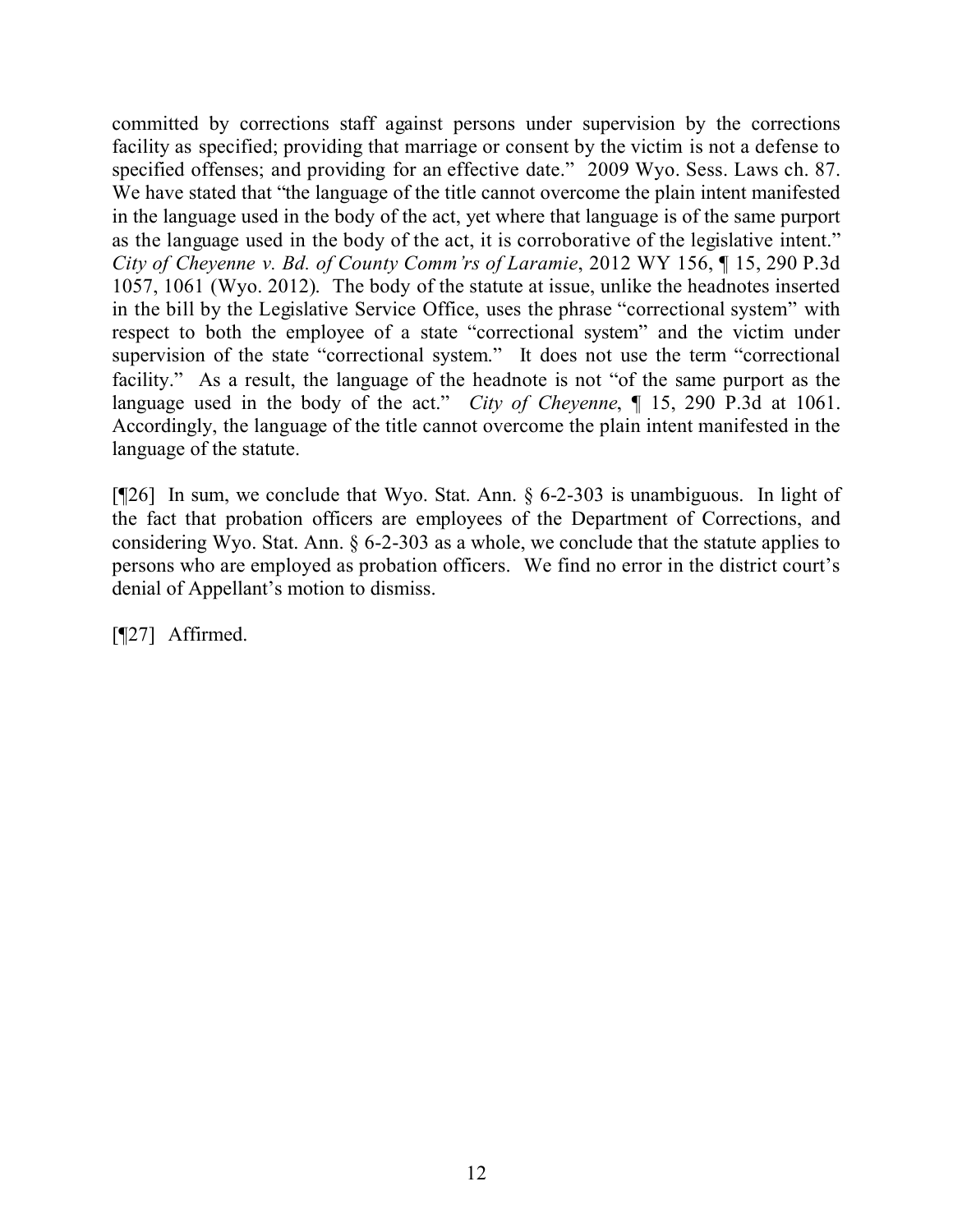committed by corrections staff against persons under supervision by the corrections facility as specified; providing that marriage or consent by the victim is not a defense to specified offenses; and providing for an effective date." 2009 Wyo. Sess. Laws ch. 87. We have stated that "the language of the title cannot overcome the plain intent manifested in the language used in the body of the act, yet where that language is of the same purport as the language used in the body of the act, it is corroborative of the legislative intent." *City of Cheyenne v. Bd. of County Comm'rs of Laramie*, 2012 WY 156, ¶ 15, 290 P.3d 1057, 1061 (Wyo. 2012). The body of the statute at issue, unlike the headnotes inserted in the bill by the Legislative Service Office, uses the phrase "correctional system" with respect to both the employee of a state "correctional system" and the victim under supervision of the state "correctional system." It does not use the term "correctional facility." As a result, the language of the headnote is not "of the same purport as the language used in the body of the act." *City of Cheyenne*, ¶ 15, 290 P.3d at 1061. Accordingly, the language of the title cannot overcome the plain intent manifested in the language of the statute.

[¶26] In sum, we conclude that Wyo. Stat. Ann. § 6-2-303 is unambiguous. In light of the fact that probation officers are employees of the Department of Corrections, and considering Wyo. Stat. Ann. § 6-2-303 as a whole, we conclude that the statute applies to persons who are employed as probation officers. We find no error in the district court's denial of Appellant's motion to dismiss.

[¶27] Affirmed.